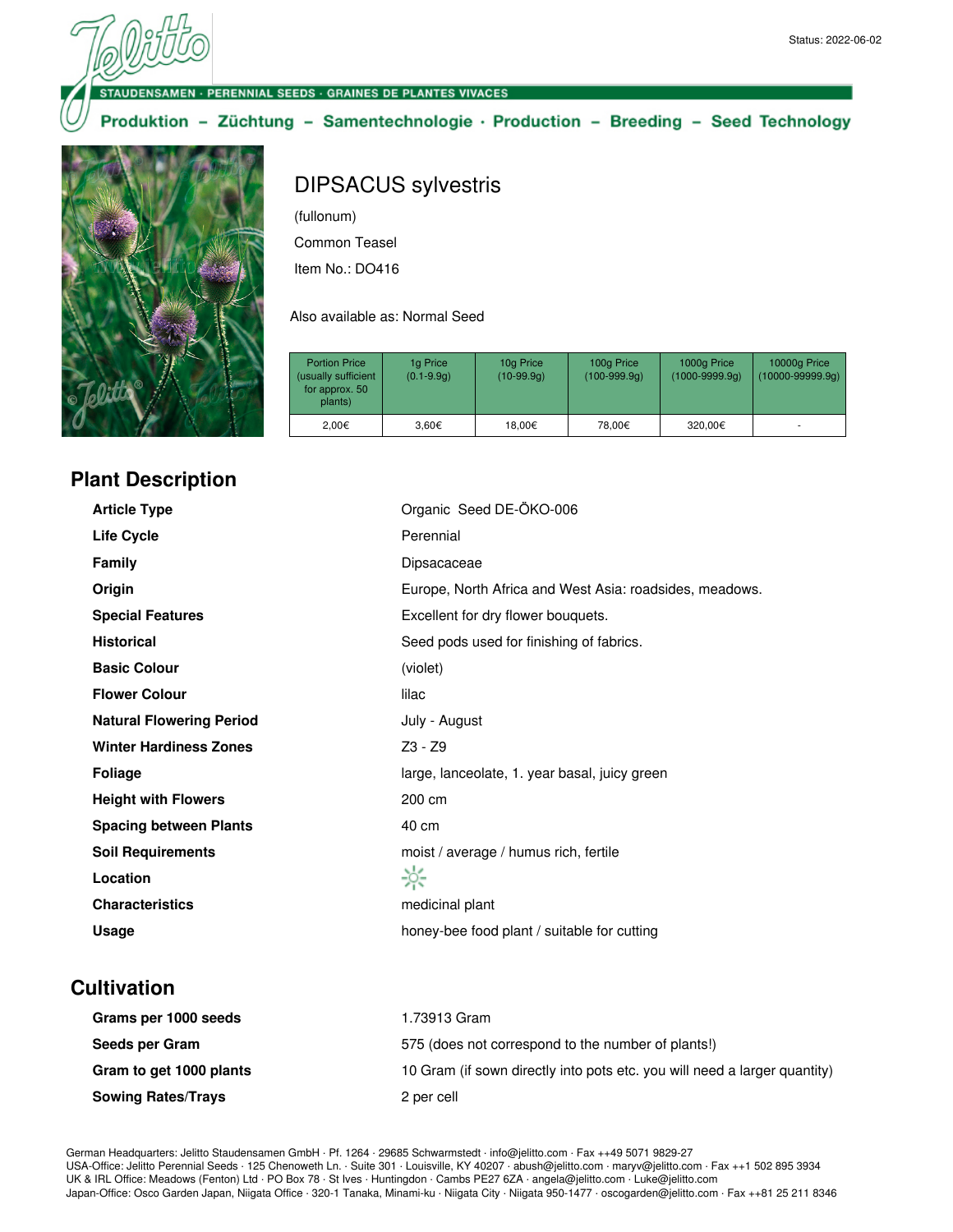Status: 2022-06-02

STAUDENSAMEN · PERENNIAL SEEDS · GRAINES DE PLANTES VIVACES

Produktion – Züchtung – Samentechnologie · Production – Breeding – Seed Technology

# DIPSACUS sylvestris

(fullonum)

Common Teasel

Item No.: DO416

Also available as: Normal Seed

| Portion Price (usually sufficient for approx. 50 plants) | 1g Price (0.1-9.9g) | 10g Price (10-99.9g) | 100g Price (100-999.9g) | 1000g Price (1000-9999.9g) | 10000g Price (10000-99999.9g) |
|---|---|---|---|---|---|
| 2,00€ | 3,60€ | 18,00€ | 78,00€ | 320,00€ | - |

## Plant Description

| | |
|---|---|
| **Article Type** | Organic Seed DE-ÖKO-006 |
| **Life Cycle** | Perennial |
| **Family** | Dipsacaceae |
| **Origin** | Europe, North Africa and West Asia: roadsides, meadows. |
| **Special Features** | Excellent for dry flower bouquets. |
| **Historical** | Seed pods used for finishing of fabrics. |
| **Basic Colour** | (violet) |
| **Flower Colour** | lilac |
| **Natural Flowering Period** | July - August |
| **Winter Hardiness Zones** | Z3 - Z9 |
| **Foliage** | large, lanceolate, 1. year basal, juicy green |
| **Height with Flowers** | 200 cm |
| **Spacing between Plants** | 40 cm |
| **Soil Requirements** | moist / average / humus rich, fertile |
| **Location** | ☼ |
| **Characteristics** | medicinal plant |
| **Usage** | honey-bee food plant / suitable for cutting |

## Cultivation

| | |
|---|---|
| **Grams per 1000 seeds** | 1.73913 Gram |
| **Seeds per Gram** | 575 (does not correspond to the number of plants!) |
| **Gram to get 1000 plants** | 10 Gram (if sown directly into pots etc. you will need a larger quantity) |
| **Sowing Rates/Trays** | 2 per cell |

German Headquarters: Jelitto Staudensamen GmbH · Pf. 1264 · 29685 Schwarmstedt · info@jelitto.com · Fax ++49 5071 9829-27
USA-Office: Jelitto Perennial Seeds · 125 Chenoweth Ln. · Suite 301 · Louisville, KY 40207 · abush@jelitto.com · maryv@jelitto.com · Fax ++1 502 895 3934
UK & IRL Office: Meadows (Fenton) Ltd · PO Box 78 · St Ives · Huntingdon · Cambs PE27 6ZA · angela@jelitto.com · Luke@jelitto.com
Japan-Office: Osco Garden Japan, Niigata Office · 320-1 Tanaka, Minami-ku · Niigata City · Niigata 950-1477 · oscogarden@jelitto.com · Fax ++81 25 211 8346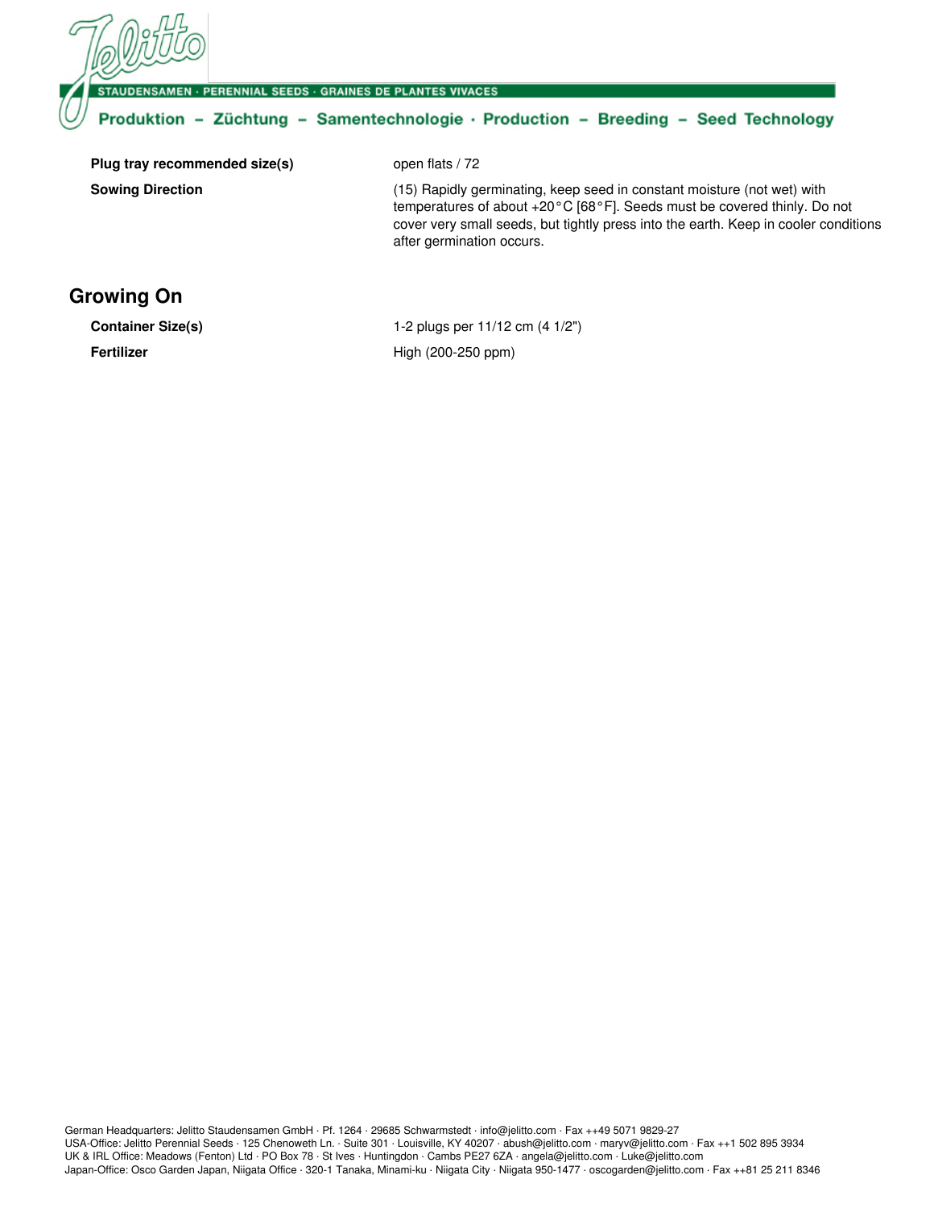**Plug tray recommended size(s)** open flats / 72

**Sowing Direction** (15) Rapidly germinating, keep seed in constant moisture (not wet) with temperatures of about +20°C [68°F]. Seeds must be covered thinly. Do not cover very small seeds, but tightly press into the earth. Keep in cooler conditions after germination occurs.

## Growing On

**Container Size(s)** 1-2 plugs per 11/12 cm (4 1/2")

**Fertilizer** High (200-250 ppm)